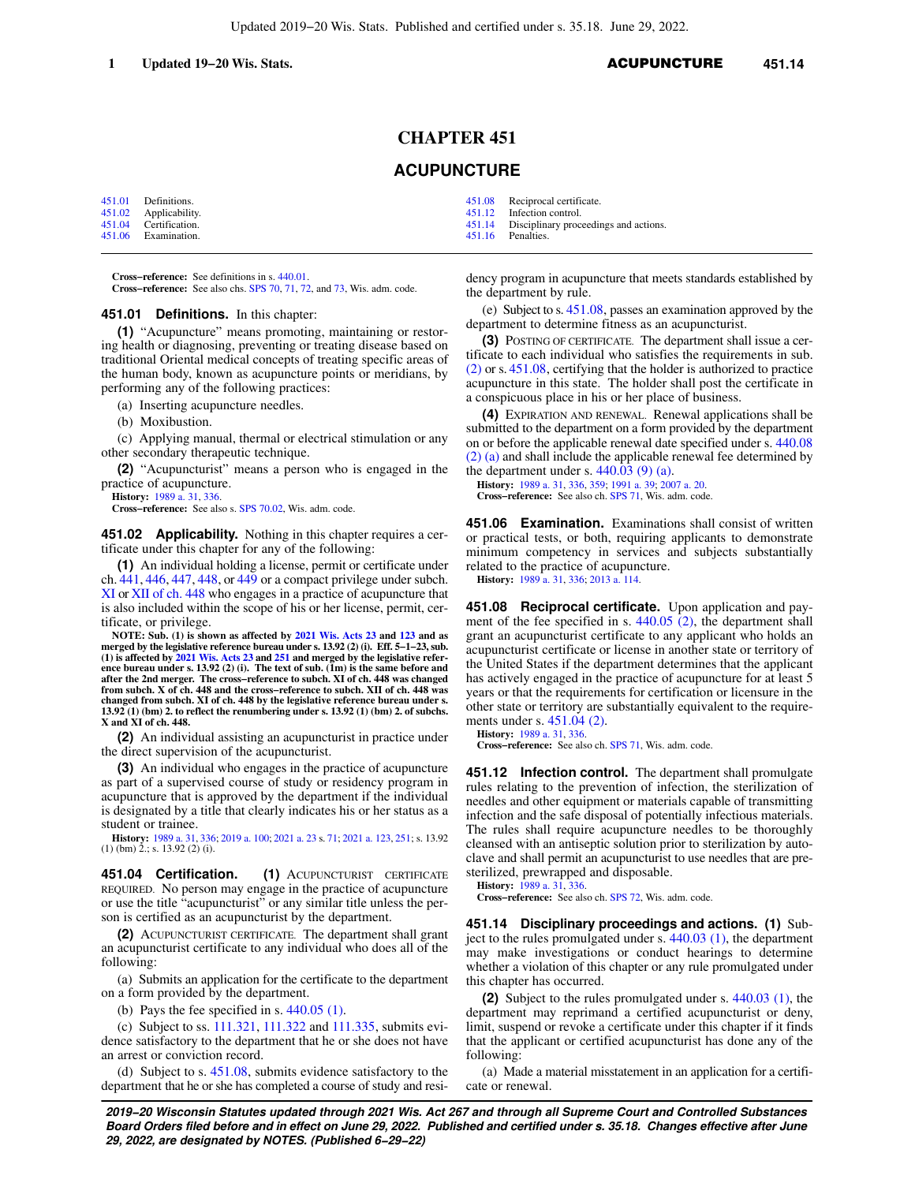# CHAPTER 451

## ACUPUNCTURE

| | | | |
|---|---|---|---|
| 451.01 | Definitions. | 451.08 | Reciprocal certificate. |
| 451.02 | Applicability. | 451.12 | Infection control. |
| 451.04 | Certification. | 451.14 | Disciplinary proceedings and actions. |
| 451.06 | Examination. | 451.16 | Penalties. |

**Cross−reference:** See definitions in s. 440.01.

**Cross−reference:** See also chs. SPS 70, 71, 72, and 73, Wis. adm. code.

**451.01 Definitions.** In this chapter:

**(1)** "Acupuncture" means promoting, maintaining or restoring health or diagnosing, preventing or treating disease based on traditional Oriental medical concepts of treating specific areas of the human body, known as acupuncture points or meridians, by performing any of the following practices:

(a) Inserting acupuncture needles.

(b) Moxibustion.

(c) Applying manual, thermal or electrical stimulation or any other secondary therapeutic technique.

**(2)** "Acupuncturist" means a person who is engaged in the practice of acupuncture.

**History:** 1989 a. 31, 336.

**Cross−reference:** See also s. SPS 70.02, Wis. adm. code.

**451.02 Applicability.** Nothing in this chapter requires a certificate under this chapter for any of the following:

**(1)** An individual holding a license, permit or certificate under ch. 441, 446, 447, 448, or 449 or a compact privilege under subch. XI or XII of ch. 448 who engages in a practice of acupuncture that is also included within the scope of his or her license, permit, certificate, or privilege.

**NOTE: Sub. (1) is shown as affected by 2021 Wis. Acts 23 and 123 and as merged by the legislative reference bureau under s. 13.92 (2) (i). Eff. 5−1−23, sub. (1) is affected by 2021 Wis. Acts 23 and 251 and merged by the legislative reference bureau under s. 13.92 (2) (i). The text of sub. (1m) is the same before and after the 2nd merger. The cross−reference to subch. XI of ch. 448 was changed from subch. X of ch. 448 and the cross−reference to subch. XII of ch. 448 was changed from subch. XI of ch. 448 by the legislative reference bureau under s. 13.92 (1) (bm) 2. to reflect the renumbering under s. 13.92 (1) (bm) 2. of subchs. X and XI of ch. 448.**

**(2)** An individual assisting an acupuncturist in practice under the direct supervision of the acupuncturist.

**(3)** An individual who engages in the practice of acupuncture as part of a supervised course of study or residency program in acupuncture that is approved by the department if the individual is designated by a title that clearly indicates his or her status as a student or trainee.

**History:** 1989 a. 31, 336; 2019 a. 100; 2021 a. 23 s. 71; 2021 a. 123, 251; s. 13.92 (1) (bm) 2.; s. 13.92 (2) (i).

**451.04 Certification. (1)** ACUPUNCTURIST CERTIFICATE REQUIRED. No person may engage in the practice of acupuncture or use the title "acupuncturist" or any similar title unless the person is certified as an acupuncturist by the department.

**(2)** ACUPUNCTURIST CERTIFICATE. The department shall grant an acupuncturist certificate to any individual who does all of the following:

(a) Submits an application for the certificate to the department on a form provided by the department.

(b) Pays the fee specified in s. 440.05 (1).

(c) Subject to ss. 111.321, 111.322 and 111.335, submits evidence satisfactory to the department that he or she does not have an arrest or conviction record.

(d) Subject to s. 451.08, submits evidence satisfactory to the department that he or she has completed a course of study and residency program in acupuncture that meets standards established by the department by rule.

(e) Subject to s. 451.08, passes an examination approved by the department to determine fitness as an acupuncturist.

**(3)** POSTING OF CERTIFICATE. The department shall issue a certificate to each individual who satisfies the requirements in sub. (2) or s. 451.08, certifying that the holder is authorized to practice acupuncture in this state. The holder shall post the certificate in a conspicuous place in his or her place of business.

**(4)** EXPIRATION AND RENEWAL. Renewal applications shall be submitted to the department on a form provided by the department on or before the applicable renewal date specified under s. 440.08 (2) (a) and shall include the applicable renewal fee determined by the department under s. 440.03 (9) (a).

**History:** 1989 a. 31, 336, 359; 1991 a. 39; 2007 a. 20.

**Cross−reference:** See also ch. SPS 71, Wis. adm. code.

**451.06 Examination.** Examinations shall consist of written or practical tests, or both, requiring applicants to demonstrate minimum competency in services and subjects substantially related to the practice of acupuncture.

**History:** 1989 a. 31, 336; 2013 a. 114.

**451.08 Reciprocal certificate.** Upon application and payment of the fee specified in s. 440.05 (2), the department shall grant an acupuncturist certificate to any applicant who holds an acupuncturist certificate or license in another state or territory of the United States if the department determines that the applicant has actively engaged in the practice of acupuncture for at least 5 years or that the requirements for certification or licensure in the other state or territory are substantially equivalent to the requirements under s. 451.04 (2).

**History:** 1989 a. 31, 336.

**Cross−reference:** See also ch. SPS 71, Wis. adm. code.

**451.12 Infection control.** The department shall promulgate rules relating to the prevention of infection, the sterilization of needles and other equipment or materials capable of transmitting infection and the safe disposal of potentially infectious materials. The rules shall require acupuncture needles to be thoroughly cleansed with an antiseptic solution prior to sterilization by autoclave and shall permit an acupuncturist to use needles that are presterilized, prewrapped and disposable.

**History:** 1989 a. 31, 336.

**Cross−reference:** See also ch. SPS 72, Wis. adm. code.

**451.14 Disciplinary proceedings and actions. (1)** Subject to the rules promulgated under s. 440.03 (1), the department may make investigations or conduct hearings to determine whether a violation of this chapter or any rule promulgated under this chapter has occurred.

**(2)** Subject to the rules promulgated under s. 440.03 (1), the department may reprimand a certified acupuncturist or deny, limit, suspend or revoke a certificate under this chapter if it finds that the applicant or certified acupuncturist has done any of the following:

(a) Made a material misstatement in an application for a certificate or renewal.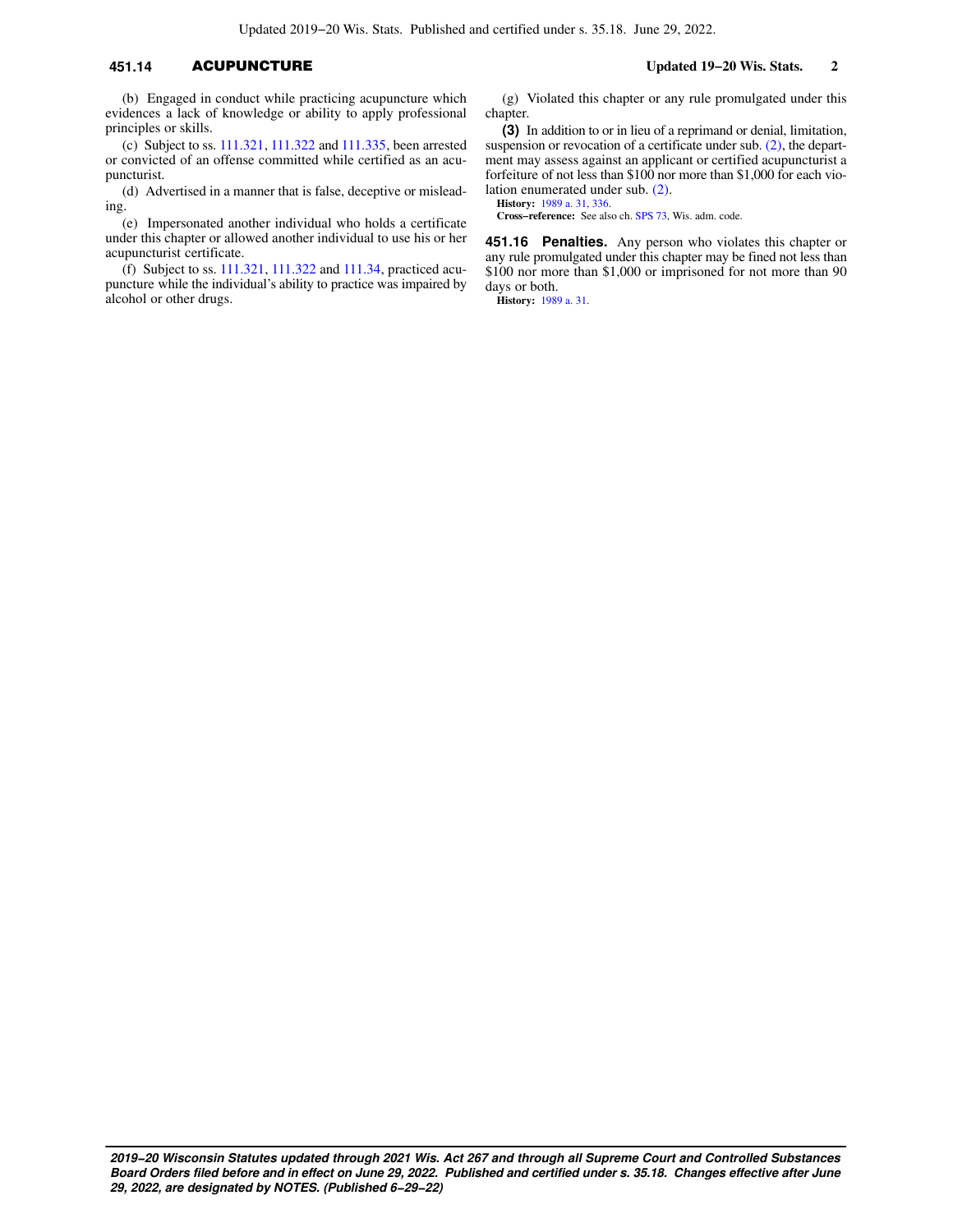(b) Engaged in conduct while practicing acupuncture which evidences a lack of knowledge or ability to apply professional principles or skills.

(c) Subject to ss. 111.321, 111.322 and 111.335, been arrested or convicted of an offense committed while certified as an acupuncturist.

(d) Advertised in a manner that is false, deceptive or misleading.

(e) Impersonated another individual who holds a certificate under this chapter or allowed another individual to use his or her acupuncturist certificate.

(f) Subject to ss. 111.321, 111.322 and 111.34, practiced acupuncture while the individual's ability to practice was impaired by alcohol or other drugs.

(g) Violated this chapter or any rule promulgated under this chapter.

**(3)** In addition to or in lieu of a reprimand or denial, limitation, suspension or revocation of a certificate under sub. (2), the department may assess against an applicant or certified acupuncturist a forfeiture of not less than $100 nor more than $1,000 for each violation enumerated under sub. (2).

**History:** 1989 a. 31, 336.

**Cross-reference:** See also ch. SPS 73, Wis. adm. code.

**451.16 Penalties.** Any person who violates this chapter or any rule promulgated under this chapter may be fined not less than $100 nor more than $1,000 or imprisoned for not more than 90 days or both.

**History:** 1989 a. 31.